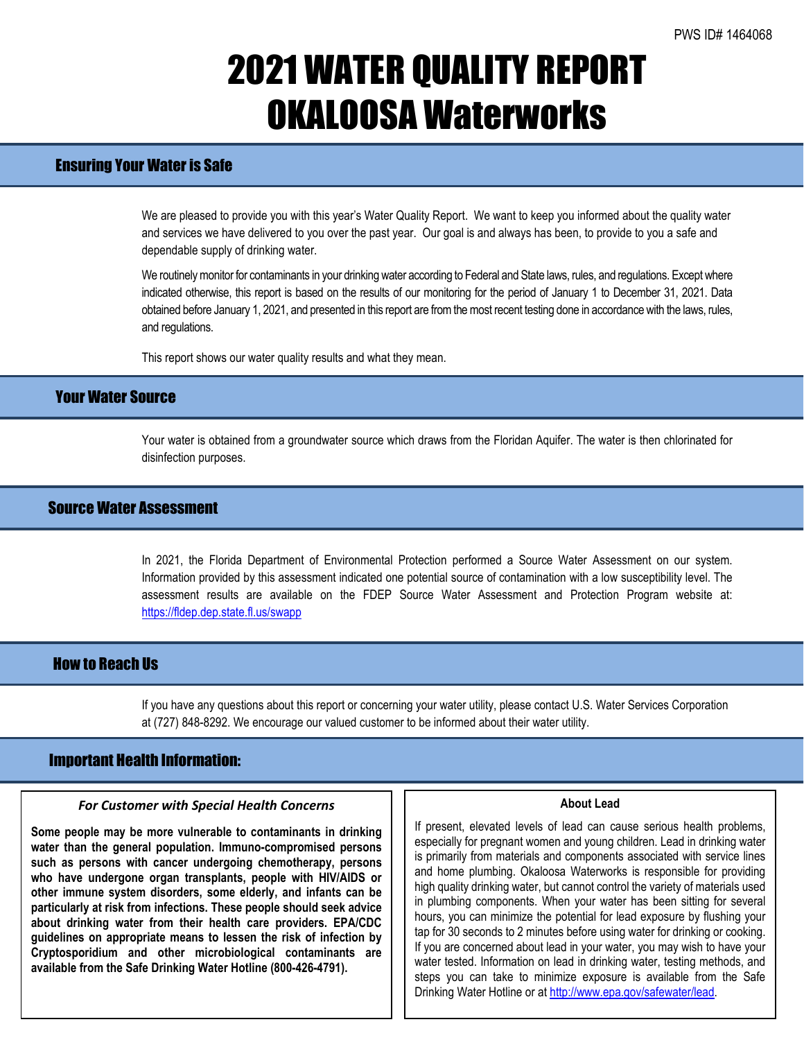PWS ID# 1464068

# 2021 WATER QUALITY REPORT OKALOOSA Waterworks

## Ensuring Your Water is Safe

We are pleased to provide you with this year's Water Quality Report. We want to keep you informed about the quality water and services we have delivered to you over the past year. Our goal is and always has been, to provide to you a safe and dependable supply of drinking water.

We routinely monitor for contaminants in your drinking water according to Federal and State laws, rules, and regulations. Except where indicated otherwise, this report is based on the results of our monitoring for the period of January 1 to December 31, 2021. Data obtained before January 1, 2021, and presented in this report are from the most recent testing done in accordance with the laws, rules, and regulations.

This report shows our water quality results and what they mean.

## Your Water Source

Your water is obtained from a groundwater source which draws from the Floridan Aquifer. The water is then chlorinated for disinfection purposes.

## Source Water Assessment

In 2021, the Florida Department of Environmental Protection performed a Source Water Assessment on our system. Information provided by this assessment indicated one potential source of contamination with a low susceptibility level. The assessment results are available on the FDEP Source Water Assessment and Protection Program website at: https://fldep.dep.state.fl.us/swapp

## How to Reach Us

If you have any questions about this report or concerning your water utility, please contact U.S. Water Services Corporation at (727) 848-8292. We encourage our valued customer to be informed about their water utility.

## Important Health Information:

### *For Customer with Special Health Concerns*

**Some people may be more vulnerable to contaminants in drinking water than the general population. Immuno-compromised persons such as persons with cancer undergoing chemotherapy, persons who have undergone organ transplants, people with HIV/AIDS or other immune system disorders, some elderly, and infants can be particularly at risk from infections. These people should seek advice about drinking water from their health care providers. EPA/CDC guidelines on appropriate means to lessen the risk of infection by Cryptosporidium and other microbiological contaminants are available from the Safe Drinking Water Hotline (800-426-4791).**

### About Lead

If present, elevated levels of lead can cause serious health problems, especially for pregnant women and young children. Lead in drinking water is primarily from materials and components associated with service lines and home plumbing. Okaloosa Waterworks is responsible for providing high quality drinking water, but cannot control the variety of materials used in plumbing components. When your water has been sitting for several hours, you can minimize the potential for lead exposure by flushing your tap for 30 seconds to 2 minutes before using water for drinking or cooking. If you are concerned about lead in your water, you may wish to have your water tested. Information on lead in drinking water, testing methods, and steps you can take to minimize exposure is available from the Safe Drinking Water Hotline or at http://www.epa.gov/safewater/lead.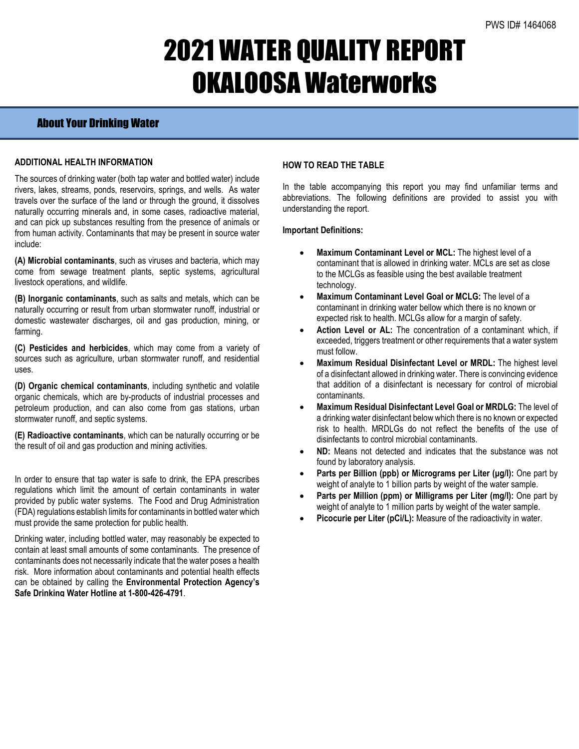PWS ID# 1464068

# 2021 WATER QUALITY REPORT
# OKALOOSA Waterworks

## About Your Drinking Water

### ADDITIONAL HEALTH INFORMATION

The sources of drinking water (both tap water and bottled water) include rivers, lakes, streams, ponds, reservoirs, springs, and wells. As water travels over the surface of the land or through the ground, it dissolves naturally occurring minerals and, in some cases, radioactive material, and can pick up substances resulting from the presence of animals or from human activity. Contaminants that may be present in source water include:

**(A) Microbial contaminants**, such as viruses and bacteria, which may come from sewage treatment plants, septic systems, agricultural livestock operations, and wildlife.

**(B) Inorganic contaminants**, such as salts and metals, which can be naturally occurring or result from urban stormwater runoff, industrial or domestic wastewater discharges, oil and gas production, mining, or farming.

**(C) Pesticides and herbicides**, which may come from a variety of sources such as agriculture, urban stormwater runoff, and residential uses.

**(D) Organic chemical contaminants**, including synthetic and volatile organic chemicals, which are by-products of industrial processes and petroleum production, and can also come from gas stations, urban stormwater runoff, and septic systems.

**(E) Radioactive contaminants**, which can be naturally occurring or be the result of oil and gas production and mining activities.

In order to ensure that tap water is safe to drink, the EPA prescribes regulations which limit the amount of certain contaminants in water provided by public water systems. The Food and Drug Administration (FDA) regulations establish limits for contaminants in bottled water which must provide the same protection for public health.

Drinking water, including bottled water, may reasonably be expected to contain at least small amounts of some contaminants. The presence of contaminants does not necessarily indicate that the water poses a health risk. More information about contaminants and potential health effects can be obtained by calling the **Environmental Protection Agency's Safe Drinking Water Hotline at 1-800-426-4791**.

### HOW TO READ THE TABLE

In the table accompanying this report you may find unfamiliar terms and abbreviations. The following definitions are provided to assist you with understanding the report.

**Important Definitions:**

- **Maximum Contaminant Level or MCL:** The highest level of a contaminant that is allowed in drinking water. MCLs are set as close to the MCLGs as feasible using the best available treatment technology.
- **Maximum Contaminant Level Goal or MCLG:** The level of a contaminant in drinking water bellow which there is no known or expected risk to health. MCLGs allow for a margin of safety.
- **Action Level or AL:** The concentration of a contaminant which, if exceeded, triggers treatment or other requirements that a water system must follow.
- **Maximum Residual Disinfectant Level or MRDL:** The highest level of a disinfectant allowed in drinking water. There is convincing evidence that addition of a disinfectant is necessary for control of microbial contaminants.
- **Maximum Residual Disinfectant Level Goal or MRDLG:** The level of a drinking water disinfectant below which there is no known or expected risk to health. MRDLGs do not reflect the benefits of the use of disinfectants to control microbial contaminants.
- **ND:** Means not detected and indicates that the substance was not found by laboratory analysis.
- **Parts per Billion (ppb) or Micrograms per Liter (µg/l):** One part by weight of analyte to 1 billion parts by weight of the water sample.
- **Parts per Million (ppm) or Milligrams per Liter (mg/l):** One part by weight of analyte to 1 million parts by weight of the water sample.
- **Picocurie per Liter (pCi/L):** Measure of the radioactivity in water.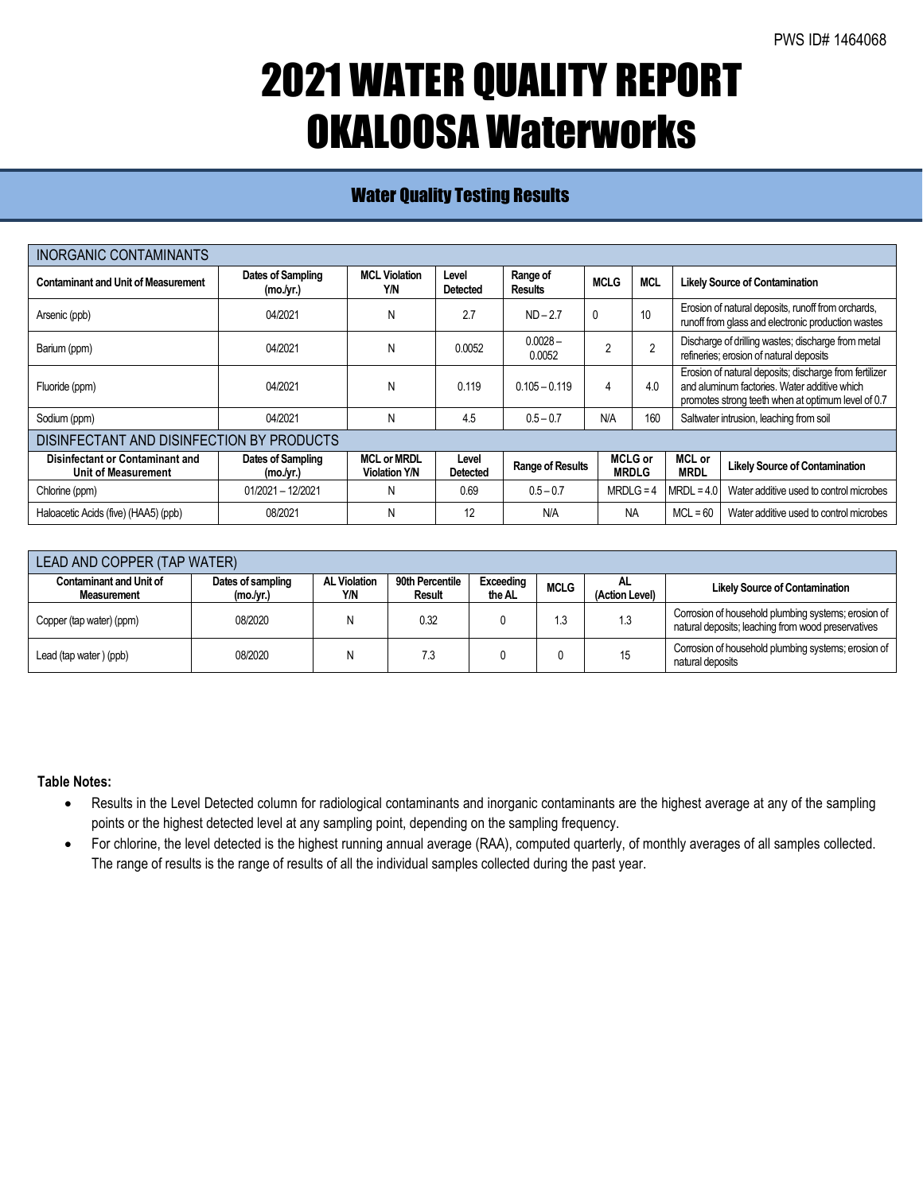PWS ID# 1464068

# 2021 WATER QUALITY REPORT OKALOOSA Waterworks

## Water Quality Testing Results

| INORGANIC CONTAMINANTS | | | | | | | |
|---|---|---|---|---|---|---|---|
| **Contaminant and Unit of Measurement** | **Dates of Sampling (mo./yr.)** | **MCL Violation Y/N** | **Level Detected** | **Range of Results** | **MCLG** | **MCL** | **Likely Source of Contamination** |
| Arsenic (ppb) | 04/2021 | N | 2.7 | ND – 2.7 | 0 | 10 | Erosion of natural deposits, runoff from orchards, runoff from glass and electronic production wastes |
| Barium (ppm) | 04/2021 | N | 0.0052 | 0.0028 – 0.0052 | 2 | 2 | Discharge of drilling wastes; discharge from metal refineries; erosion of natural deposits |
| Fluoride (ppm) | 04/2021 | N | 0.119 | 0.105 – 0.119 | 4 | 4.0 | Erosion of natural deposits; discharge from fertilizer and aluminum factories. Water additive which promotes strong teeth when at optimum level of 0.7 |
| Sodium (ppm) | 04/2021 | N | 4.5 | 0.5 – 0.7 | N/A | 160 | Saltwater intrusion, leaching from soil |

| DISINFECTANT AND DISINFECTION BY PRODUCTS | | | | | | | |
|---|---|---|---|---|---|---|---|
| **Disinfectant or Contaminant and Unit of Measurement** | **Dates of Sampling (mo./yr.)** | **MCL or MRDL Violation Y/N** | **Level Detected** | **Range of Results** | **MCLG or MRDLG** | **MCL or MRDL** | **Likely Source of Contamination** |
| Chlorine (ppm) | 01/2021 – 12/2021 | N | 0.69 | 0.5 – 0.7 | MRDLG = 4 | MRDL = 4.0 | Water additive used to control microbes |
| Haloacetic Acids (five) (HAA5) (ppb) | 08/2021 | N | 12 | N/A | NA | MCL = 60 | Water additive used to control microbes |

| LEAD AND COPPER (TAP WATER) | | | | | | | |
|---|---|---|---|---|---|---|---|
| **Contaminant and Unit of Measurement** | **Dates of sampling (mo./yr.)** | **AL Violation Y/N** | **90th Percentile Result** | **Exceeding the AL** | **MCLG** | **AL (Action Level)** | **Likely Source of Contamination** |
| Copper (tap water) (ppm) | 08/2020 | N | 0.32 | 0 | 1.3 | 1.3 | Corrosion of household plumbing systems; erosion of natural deposits; leaching from wood preservatives |
| Lead (tap water ) (ppb) | 08/2020 | N | 7.3 | 0 | 0 | 15 | Corrosion of household plumbing systems; erosion of natural deposits |

**Table Notes:**

- Results in the Level Detected column for radiological contaminants and inorganic contaminants are the highest average at any of the sampling points or the highest detected level at any sampling point, depending on the sampling frequency.
- For chlorine, the level detected is the highest running annual average (RAA), computed quarterly, of monthly averages of all samples collected. The range of results is the range of results of all the individual samples collected during the past year.